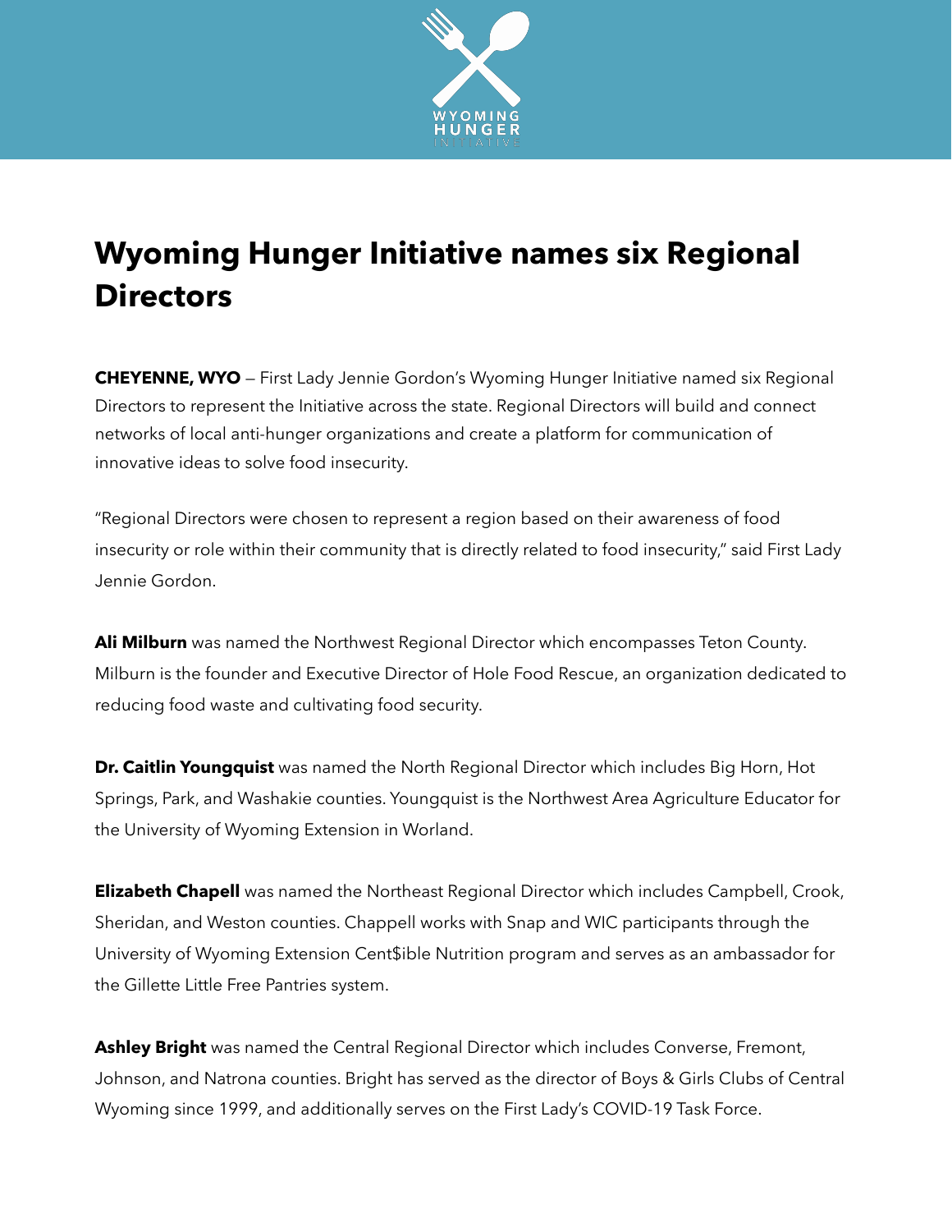# Wyoming Hunger Initiative names six Regional Directors

**CHEYENNE, WYO** — First Lady Jennie Gordon's Wyoming Hunger Initiative named six Regional Directors to represent the Initiative across the state. Regional Directors will build and connect networks of local anti-hunger organizations and create a platform for communication of innovative ideas to solve food insecurity.

"Regional Directors were chosen to represent a region based on their awareness of food insecurity or role within their community that is directly related to food insecurity," said First Lady Jennie Gordon.

**Ali Milburn** was named the Northwest Regional Director which encompasses Teton County. Milburn is the founder and Executive Director of Hole Food Rescue, an organization dedicated to reducing food waste and cultivating food security.

**Dr. Caitlin Youngquist** was named the North Regional Director which includes Big Horn, Hot Springs, Park, and Washakie counties. Youngquist is the Northwest Area Agriculture Educator for the University of Wyoming Extension in Worland.

**Elizabeth Chapell** was named the Northeast Regional Director which includes Campbell, Crook, Sheridan, and Weston counties. Chappell works with Snap and WIC participants through the University of Wyoming Extension Cent$ible Nutrition program and serves as an ambassador for the Gillette Little Free Pantries system.

**Ashley Bright** was named the Central Regional Director which includes Converse, Fremont, Johnson, and Natrona counties. Bright has served as the director of Boys & Girls Clubs of Central Wyoming since 1999, and additionally serves on the First Lady's COVID-19 Task Force.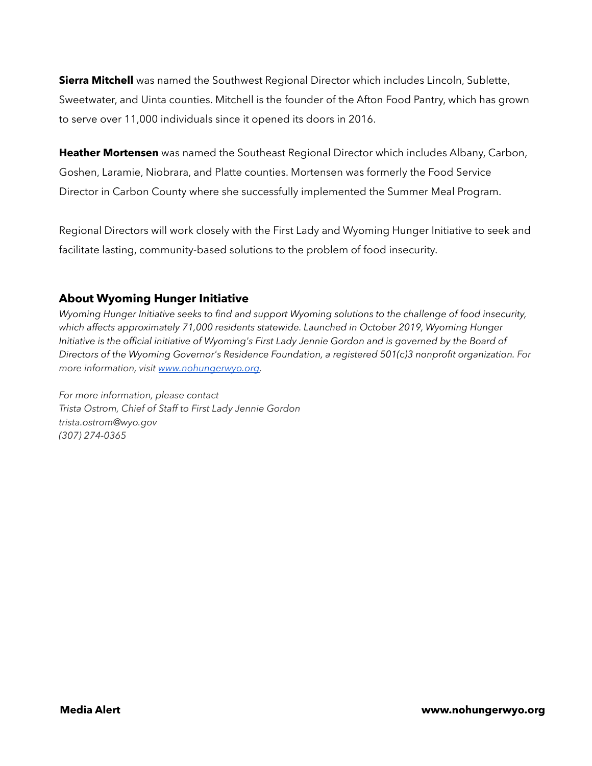**Sierra Mitchell** was named the Southwest Regional Director which includes Lincoln, Sublette, Sweetwater, and Uinta counties. Mitchell is the founder of the Afton Food Pantry, which has grown to serve over 11,000 individuals since it opened its doors in 2016.

**Heather Mortensen** was named the Southeast Regional Director which includes Albany, Carbon, Goshen, Laramie, Niobrara, and Platte counties. Mortensen was formerly the Food Service Director in Carbon County where she successfully implemented the Summer Meal Program.

Regional Directors will work closely with the First Lady and Wyoming Hunger Initiative to seek and facilitate lasting, community-based solutions to the problem of food insecurity.

### About Wyoming Hunger Initiative

*Wyoming Hunger Initiative seeks to find and support Wyoming solutions to the challenge of food insecurity, which affects approximately 71,000 residents statewide. Launched in October 2019, Wyoming Hunger Initiative is the official initiative of Wyoming's First Lady Jennie Gordon and is governed by the Board of Directors of the Wyoming Governor's Residence Foundation, a registered 501(c)3 nonprofit organization. For more information, visit [www.nohungerwyo.org](http://www.nohungerwyo.org).*

*For more information, please contact*
*Trista Ostrom, Chief of Staff to First Lady Jennie Gordon*
*trista.ostrom@wyo.gov*
*(307) 274-0365*